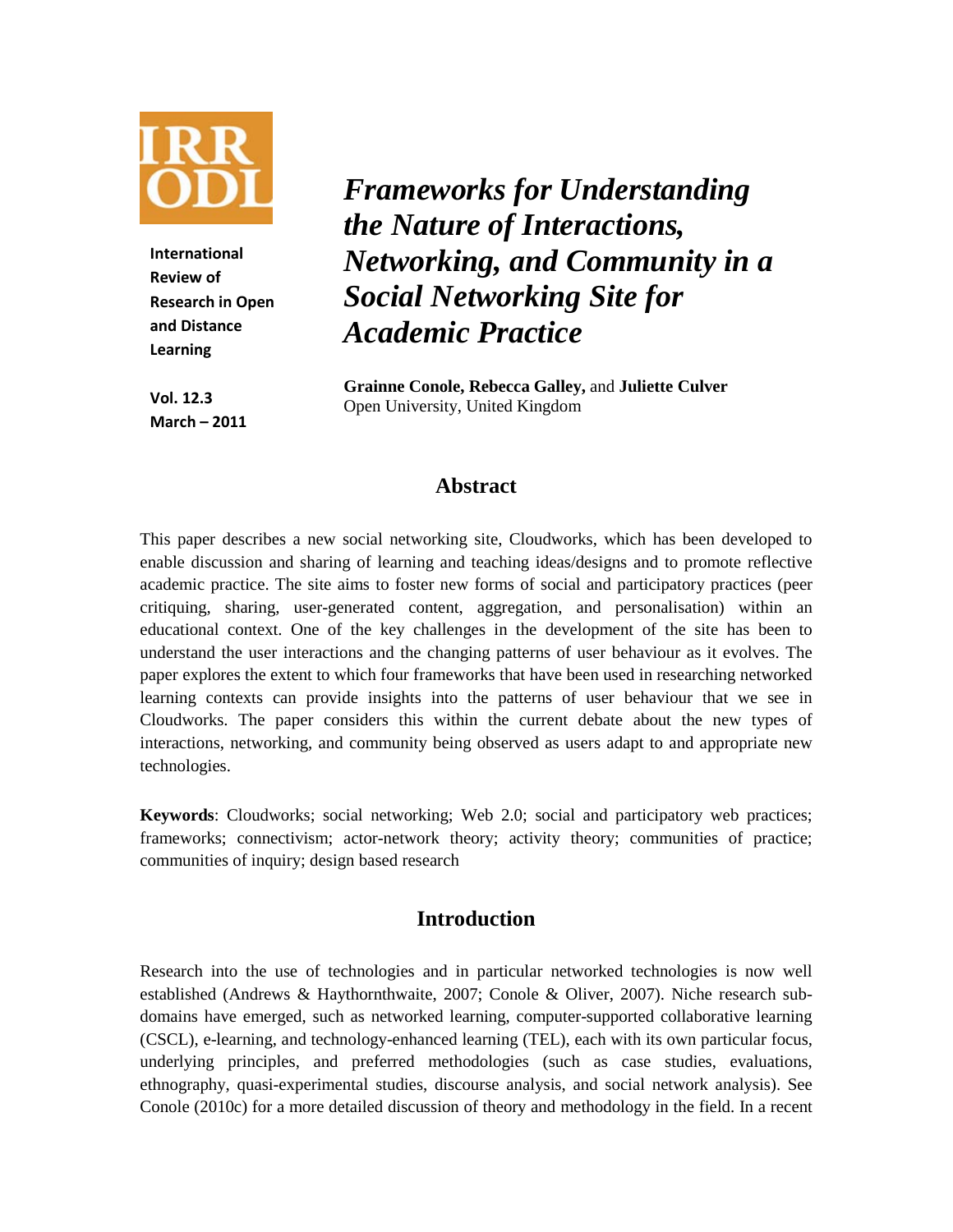# Frameworks for Understanding the Nature of Interactions, Networking, and Community in a Social Networking Site for Academic Practice

**Grainne Conole, Rebecca Galley,** and **Juliette Culver**
Open University, United Kingdom

## Abstract

This paper describes a new social networking site, Cloudworks, which has been developed to enable discussion and sharing of learning and teaching ideas/designs and to promote reflective academic practice. The site aims to foster new forms of social and participatory practices (peer critiquing, sharing, user-generated content, aggregation, and personalisation) within an educational context. One of the key challenges in the development of the site has been to understand the user interactions and the changing patterns of user behaviour as it evolves. The paper explores the extent to which four frameworks that have been used in researching networked learning contexts can provide insights into the patterns of user behaviour that we see in Cloudworks. The paper considers this within the current debate about the new types of interactions, networking, and community being observed as users adapt to and appropriate new technologies.

**Keywords**: Cloudworks; social networking; Web 2.0; social and participatory web practices; frameworks; connectivism; actor-network theory; activity theory; communities of practice; communities of inquiry; design based research

## Introduction

Research into the use of technologies and in particular networked technologies is now well established (Andrews & Haythornthwaite, 2007; Conole & Oliver, 2007). Niche research sub-domains have emerged, such as networked learning, computer-supported collaborative learning (CSCL), e-learning, and technology-enhanced learning (TEL), each with its own particular focus, underlying principles, and preferred methodologies (such as case studies, evaluations, ethnography, quasi-experimental studies, discourse analysis, and social network analysis). See Conole (2010c) for a more detailed discussion of theory and methodology in the field. In a recent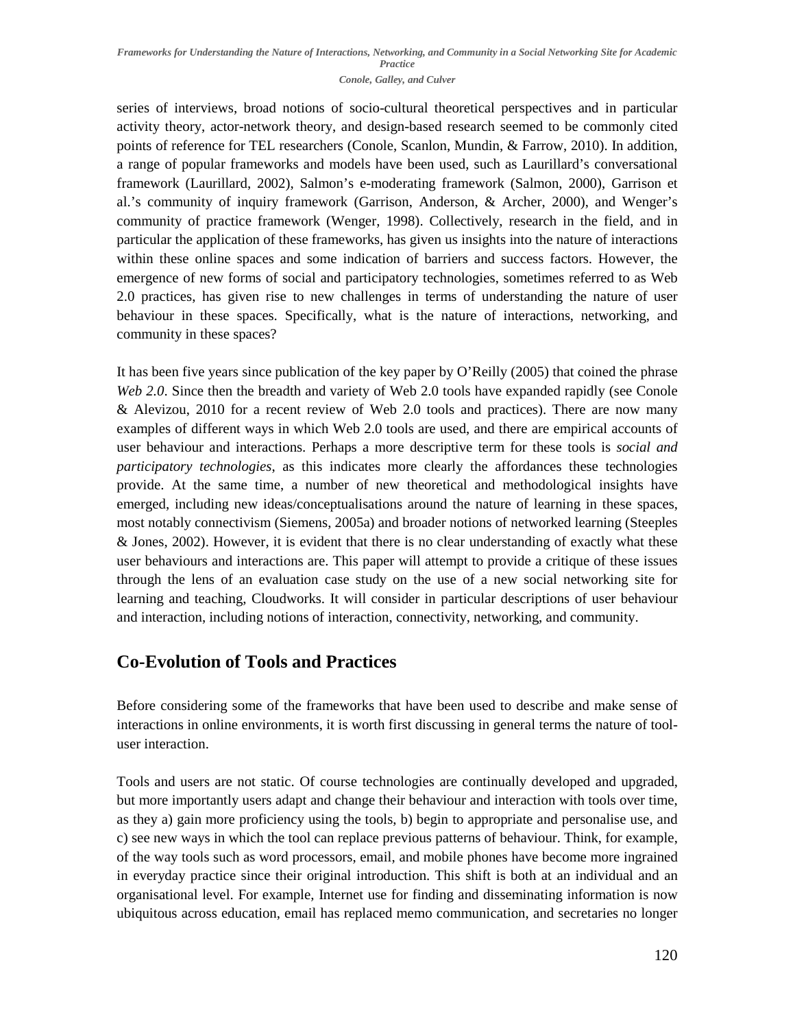series of interviews, broad notions of socio-cultural theoretical perspectives and in particular activity theory, actor-network theory, and design-based research seemed to be commonly cited points of reference for TEL researchers (Conole, Scanlon, Mundin, & Farrow, 2010). In addition, a range of popular frameworks and models have been used, such as Laurillard's conversational framework (Laurillard, 2002), Salmon's e-moderating framework (Salmon, 2000), Garrison et al.'s community of inquiry framework (Garrison, Anderson, & Archer, 2000), and Wenger's community of practice framework (Wenger, 1998). Collectively, research in the field, and in particular the application of these frameworks, has given us insights into the nature of interactions within these online spaces and some indication of barriers and success factors. However, the emergence of new forms of social and participatory technologies, sometimes referred to as Web 2.0 practices, has given rise to new challenges in terms of understanding the nature of user behaviour in these spaces. Specifically, what is the nature of interactions, networking, and community in these spaces?

It has been five years since publication of the key paper by O'Reilly (2005) that coined the phrase *Web 2.0*. Since then the breadth and variety of Web 2.0 tools have expanded rapidly (see Conole & Alevizou, 2010 for a recent review of Web 2.0 tools and practices). There are now many examples of different ways in which Web 2.0 tools are used, and there are empirical accounts of user behaviour and interactions. Perhaps a more descriptive term for these tools is *social and participatory technologies*, as this indicates more clearly the affordances these technologies provide. At the same time, a number of new theoretical and methodological insights have emerged, including new ideas/conceptualisations around the nature of learning in these spaces, most notably connectivism (Siemens, 2005a) and broader notions of networked learning (Steeples & Jones, 2002). However, it is evident that there is no clear understanding of exactly what these user behaviours and interactions are. This paper will attempt to provide a critique of these issues through the lens of an evaluation case study on the use of a new social networking site for learning and teaching, Cloudworks. It will consider in particular descriptions of user behaviour and interaction, including notions of interaction, connectivity, networking, and community.

## Co-Evolution of Tools and Practices

Before considering some of the frameworks that have been used to describe and make sense of interactions in online environments, it is worth first discussing in general terms the nature of tool-user interaction.

Tools and users are not static. Of course technologies are continually developed and upgraded, but more importantly users adapt and change their behaviour and interaction with tools over time, as they a) gain more proficiency using the tools, b) begin to appropriate and personalise use, and c) see new ways in which the tool can replace previous patterns of behaviour. Think, for example, of the way tools such as word processors, email, and mobile phones have become more ingrained in everyday practice since their original introduction. This shift is both at an individual and an organisational level. For example, Internet use for finding and disseminating information is now ubiquitous across education, email has replaced memo communication, and secretaries no longer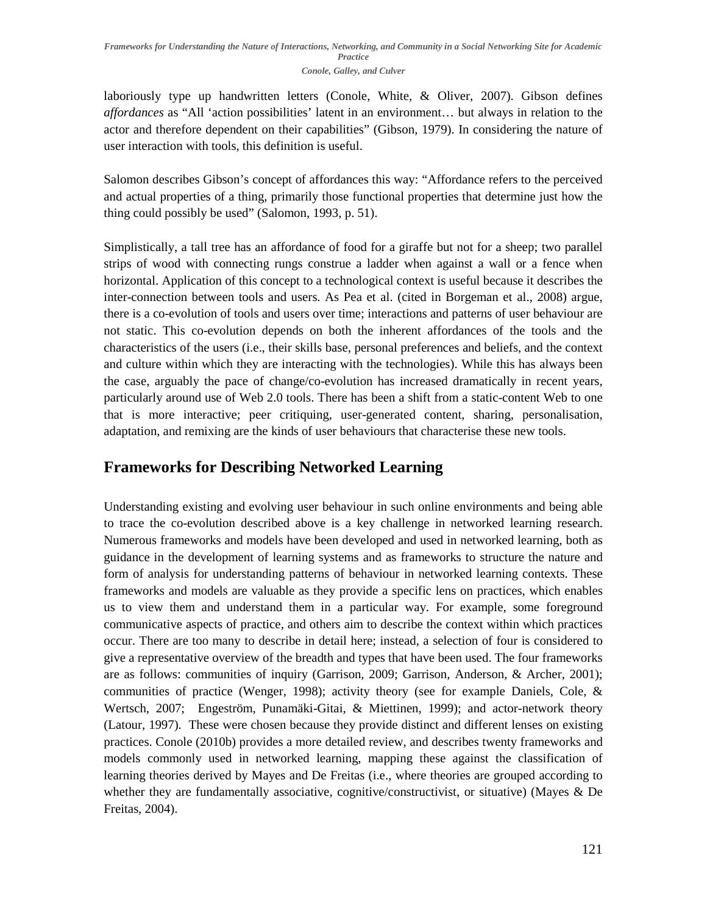laboriously type up handwritten letters (Conole, White, & Oliver, 2007). Gibson defines *affordances* as "All 'action possibilities' latent in an environment… but always in relation to the actor and therefore dependent on their capabilities" (Gibson, 1979). In considering the nature of user interaction with tools, this definition is useful.

Salomon describes Gibson's concept of affordances this way: "Affordance refers to the perceived and actual properties of a thing, primarily those functional properties that determine just how the thing could possibly be used" (Salomon, 1993, p. 51).

Simplistically, a tall tree has an affordance of food for a giraffe but not for a sheep; two parallel strips of wood with connecting rungs construe a ladder when against a wall or a fence when horizontal. Application of this concept to a technological context is useful because it describes the inter-connection between tools and users. As Pea et al. (cited in Borgeman et al., 2008) argue, there is a co-evolution of tools and users over time; interactions and patterns of user behaviour are not static. This co-evolution depends on both the inherent affordances of the tools and the characteristics of the users (i.e., their skills base, personal preferences and beliefs, and the context and culture within which they are interacting with the technologies). While this has always been the case, arguably the pace of change/co-evolution has increased dramatically in recent years, particularly around use of Web 2.0 tools. There has been a shift from a static-content Web to one that is more interactive; peer critiquing, user-generated content, sharing, personalisation, adaptation, and remixing are the kinds of user behaviours that characterise these new tools.

## Frameworks for Describing Networked Learning

Understanding existing and evolving user behaviour in such online environments and being able to trace the co-evolution described above is a key challenge in networked learning research. Numerous frameworks and models have been developed and used in networked learning, both as guidance in the development of learning systems and as frameworks to structure the nature and form of analysis for understanding patterns of behaviour in networked learning contexts. These frameworks and models are valuable as they provide a specific lens on practices, which enables us to view them and understand them in a particular way. For example, some foreground communicative aspects of practice, and others aim to describe the context within which practices occur. There are too many to describe in detail here; instead, a selection of four is considered to give a representative overview of the breadth and types that have been used. The four frameworks are as follows: communities of inquiry (Garrison, 2009; Garrison, Anderson, & Archer, 2001); communities of practice (Wenger, 1998); activity theory (see for example Daniels, Cole, & Wertsch, 2007; Engeström, Punamäki-Gitai, & Miettinen, 1999); and actor-network theory (Latour, 1997). These were chosen because they provide distinct and different lenses on existing practices. Conole (2010b) provides a more detailed review, and describes twenty frameworks and models commonly used in networked learning, mapping these against the classification of learning theories derived by Mayes and De Freitas (i.e., where theories are grouped according to whether they are fundamentally associative, cognitive/constructivist, or situative) (Mayes & De Freitas, 2004).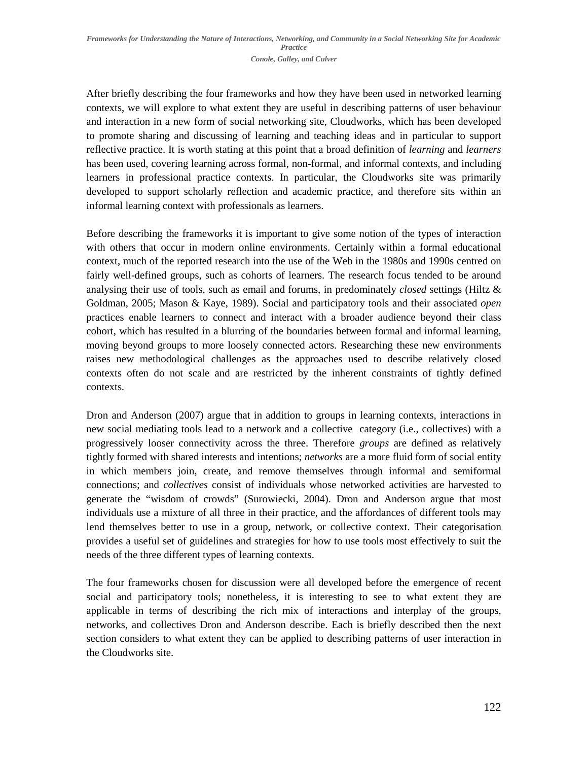After briefly describing the four frameworks and how they have been used in networked learning contexts, we will explore to what extent they are useful in describing patterns of user behaviour and interaction in a new form of social networking site, Cloudworks, which has been developed to promote sharing and discussing of learning and teaching ideas and in particular to support reflective practice. It is worth stating at this point that a broad definition of *learning* and *learners* has been used, covering learning across formal, non-formal, and informal contexts, and including learners in professional practice contexts. In particular, the Cloudworks site was primarily developed to support scholarly reflection and academic practice, and therefore sits within an informal learning context with professionals as learners.

Before describing the frameworks it is important to give some notion of the types of interaction with others that occur in modern online environments. Certainly within a formal educational context, much of the reported research into the use of the Web in the 1980s and 1990s centred on fairly well-defined groups, such as cohorts of learners. The research focus tended to be around analysing their use of tools, such as email and forums, in predominately *closed* settings (Hiltz & Goldman, 2005; Mason & Kaye, 1989). Social and participatory tools and their associated *open* practices enable learners to connect and interact with a broader audience beyond their class cohort, which has resulted in a blurring of the boundaries between formal and informal learning, moving beyond groups to more loosely connected actors. Researching these new environments raises new methodological challenges as the approaches used to describe relatively closed contexts often do not scale and are restricted by the inherent constraints of tightly defined contexts.

Dron and Anderson (2007) argue that in addition to groups in learning contexts, interactions in new social mediating tools lead to a network and a collective category (i.e., collectives) with a progressively looser connectivity across the three. Therefore *groups* are defined as relatively tightly formed with shared interests and intentions; *networks* are a more fluid form of social entity in which members join, create, and remove themselves through informal and semiformal connections; and *collectives* consist of individuals whose networked activities are harvested to generate the "wisdom of crowds" (Surowiecki, 2004). Dron and Anderson argue that most individuals use a mixture of all three in their practice, and the affordances of different tools may lend themselves better to use in a group, network, or collective context. Their categorisation provides a useful set of guidelines and strategies for how to use tools most effectively to suit the needs of the three different types of learning contexts.

The four frameworks chosen for discussion were all developed before the emergence of recent social and participatory tools; nonetheless, it is interesting to see to what extent they are applicable in terms of describing the rich mix of interactions and interplay of the groups, networks, and collectives Dron and Anderson describe. Each is briefly described then the next section considers to what extent they can be applied to describing patterns of user interaction in the Cloudworks site.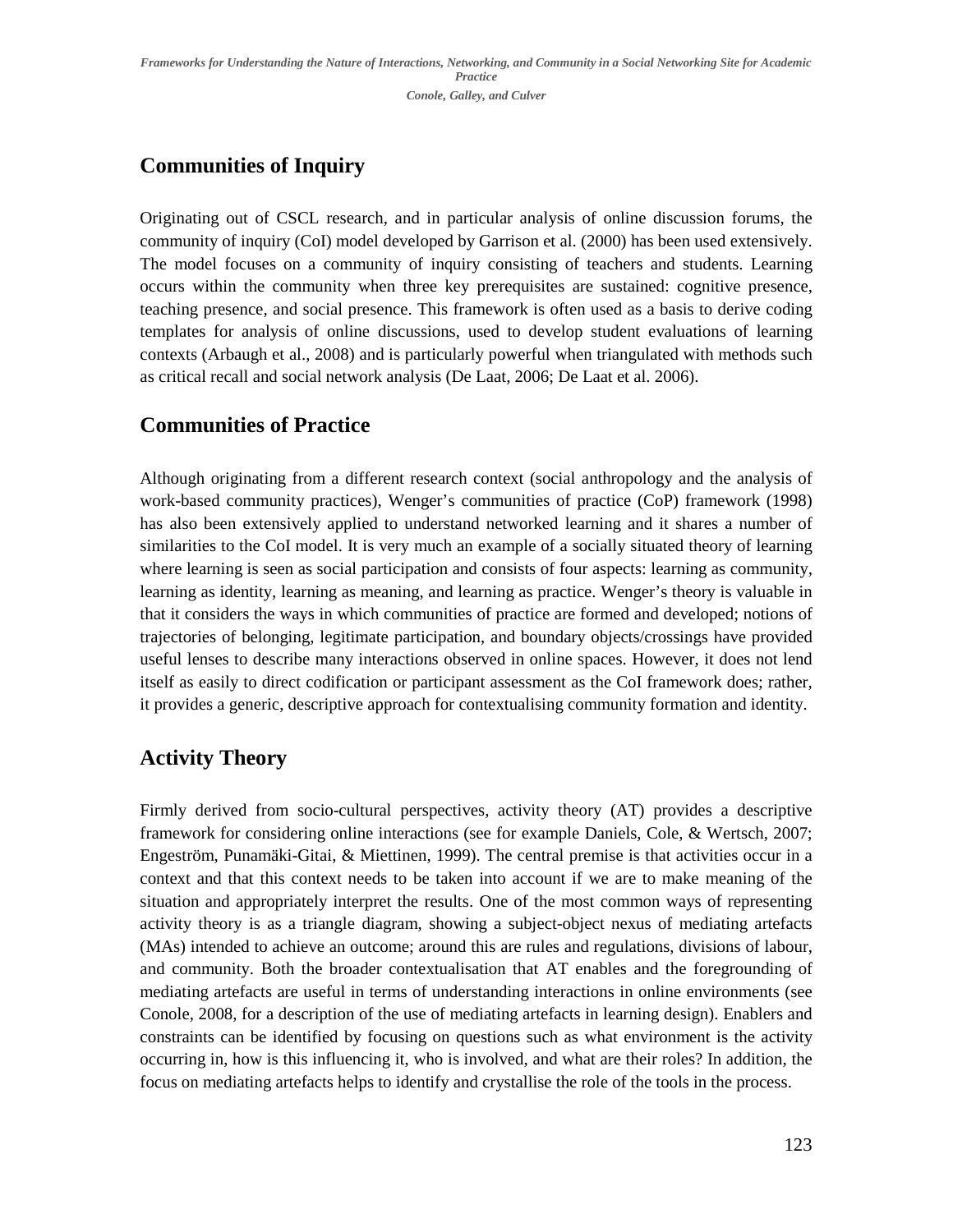## Communities of Inquiry

Originating out of CSCL research, and in particular analysis of online discussion forums, the community of inquiry (CoI) model developed by Garrison et al. (2000) has been used extensively. The model focuses on a community of inquiry consisting of teachers and students. Learning occurs within the community when three key prerequisites are sustained: cognitive presence, teaching presence, and social presence. This framework is often used as a basis to derive coding templates for analysis of online discussions, used to develop student evaluations of learning contexts (Arbaugh et al., 2008) and is particularly powerful when triangulated with methods such as critical recall and social network analysis (De Laat, 2006; De Laat et al. 2006).

## Communities of Practice

Although originating from a different research context (social anthropology and the analysis of work-based community practices), Wenger's communities of practice (CoP) framework (1998) has also been extensively applied to understand networked learning and it shares a number of similarities to the CoI model. It is very much an example of a socially situated theory of learning where learning is seen as social participation and consists of four aspects: learning as community, learning as identity, learning as meaning, and learning as practice. Wenger's theory is valuable in that it considers the ways in which communities of practice are formed and developed; notions of trajectories of belonging, legitimate participation, and boundary objects/crossings have provided useful lenses to describe many interactions observed in online spaces. However, it does not lend itself as easily to direct codification or participant assessment as the CoI framework does; rather, it provides a generic, descriptive approach for contextualising community formation and identity.

## Activity Theory

Firmly derived from socio-cultural perspectives, activity theory (AT) provides a descriptive framework for considering online interactions (see for example Daniels, Cole, & Wertsch, 2007; Engeström, Punamäki-Gitai, & Miettinen, 1999). The central premise is that activities occur in a context and that this context needs to be taken into account if we are to make meaning of the situation and appropriately interpret the results. One of the most common ways of representing activity theory is as a triangle diagram, showing a subject-object nexus of mediating artefacts (MAs) intended to achieve an outcome; around this are rules and regulations, divisions of labour, and community. Both the broader contextualisation that AT enables and the foregrounding of mediating artefacts are useful in terms of understanding interactions in online environments (see Conole, 2008, for a description of the use of mediating artefacts in learning design). Enablers and constraints can be identified by focusing on questions such as what environment is the activity occurring in, how is this influencing it, who is involved, and what are their roles? In addition, the focus on mediating artefacts helps to identify and crystallise the role of the tools in the process.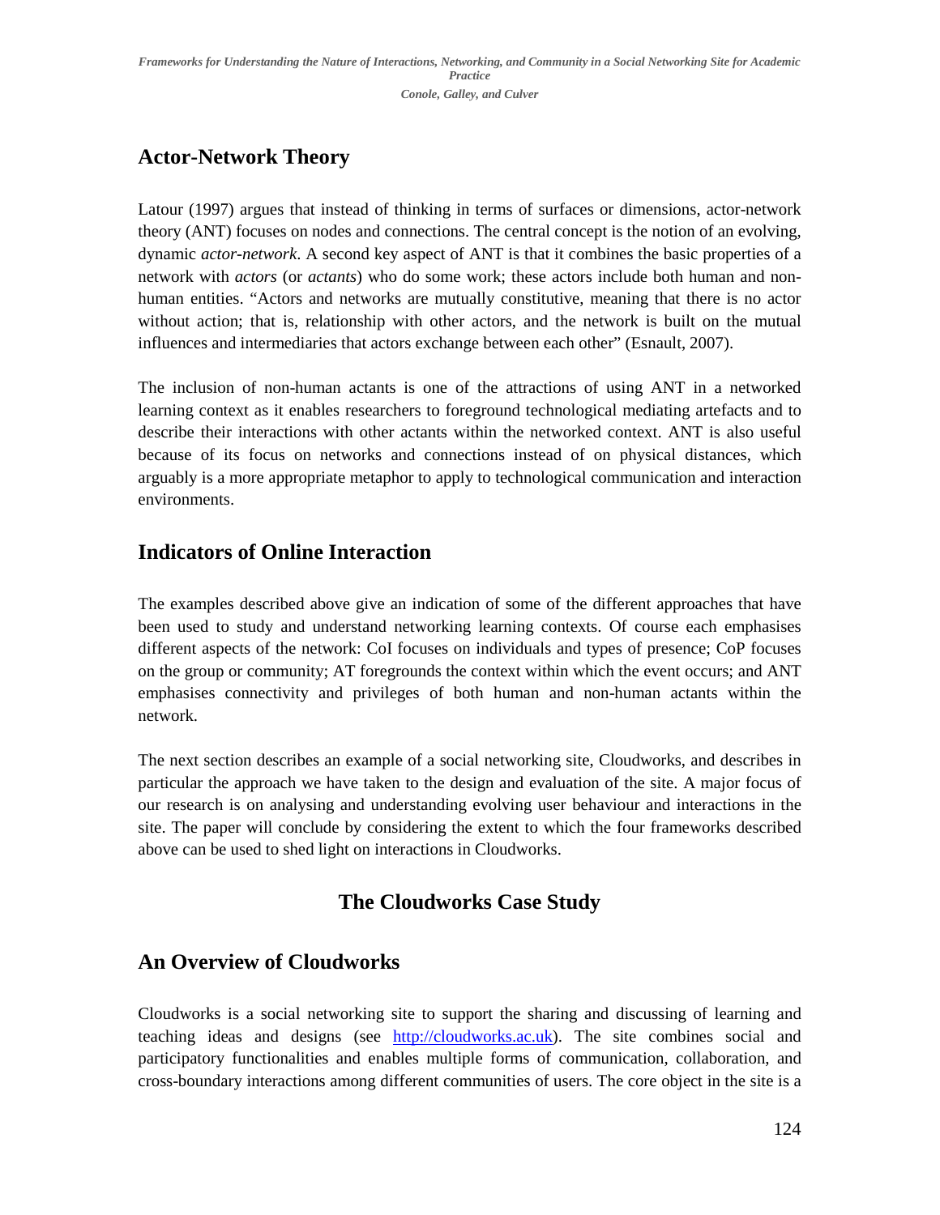## Actor-Network Theory

Latour (1997) argues that instead of thinking in terms of surfaces or dimensions, actor-network theory (ANT) focuses on nodes and connections. The central concept is the notion of an evolving, dynamic *actor-network*. A second key aspect of ANT is that it combines the basic properties of a network with *actors* (or *actants*) who do some work; these actors include both human and non-human entities. "Actors and networks are mutually constitutive, meaning that there is no actor without action; that is, relationship with other actors, and the network is built on the mutual influences and intermediaries that actors exchange between each other" (Esnault, 2007).

The inclusion of non-human actants is one of the attractions of using ANT in a networked learning context as it enables researchers to foreground technological mediating artefacts and to describe their interactions with other actants within the networked context. ANT is also useful because of its focus on networks and connections instead of on physical distances, which arguably is a more appropriate metaphor to apply to technological communication and interaction environments.

## Indicators of Online Interaction

The examples described above give an indication of some of the different approaches that have been used to study and understand networking learning contexts. Of course each emphasises different aspects of the network: CoI focuses on individuals and types of presence; CoP focuses on the group or community; AT foregrounds the context within which the event occurs; and ANT emphasises connectivity and privileges of both human and non-human actants within the network.

The next section describes an example of a social networking site, Cloudworks, and describes in particular the approach we have taken to the design and evaluation of the site. A major focus of our research is on analysing and understanding evolving user behaviour and interactions in the site. The paper will conclude by considering the extent to which the four frameworks described above can be used to shed light on interactions in Cloudworks.

# The Cloudworks Case Study

## An Overview of Cloudworks

Cloudworks is a social networking site to support the sharing and discussing of learning and teaching ideas and designs (see http://cloudworks.ac.uk). The site combines social and participatory functionalities and enables multiple forms of communication, collaboration, and cross-boundary interactions among different communities of users. The core object in the site is a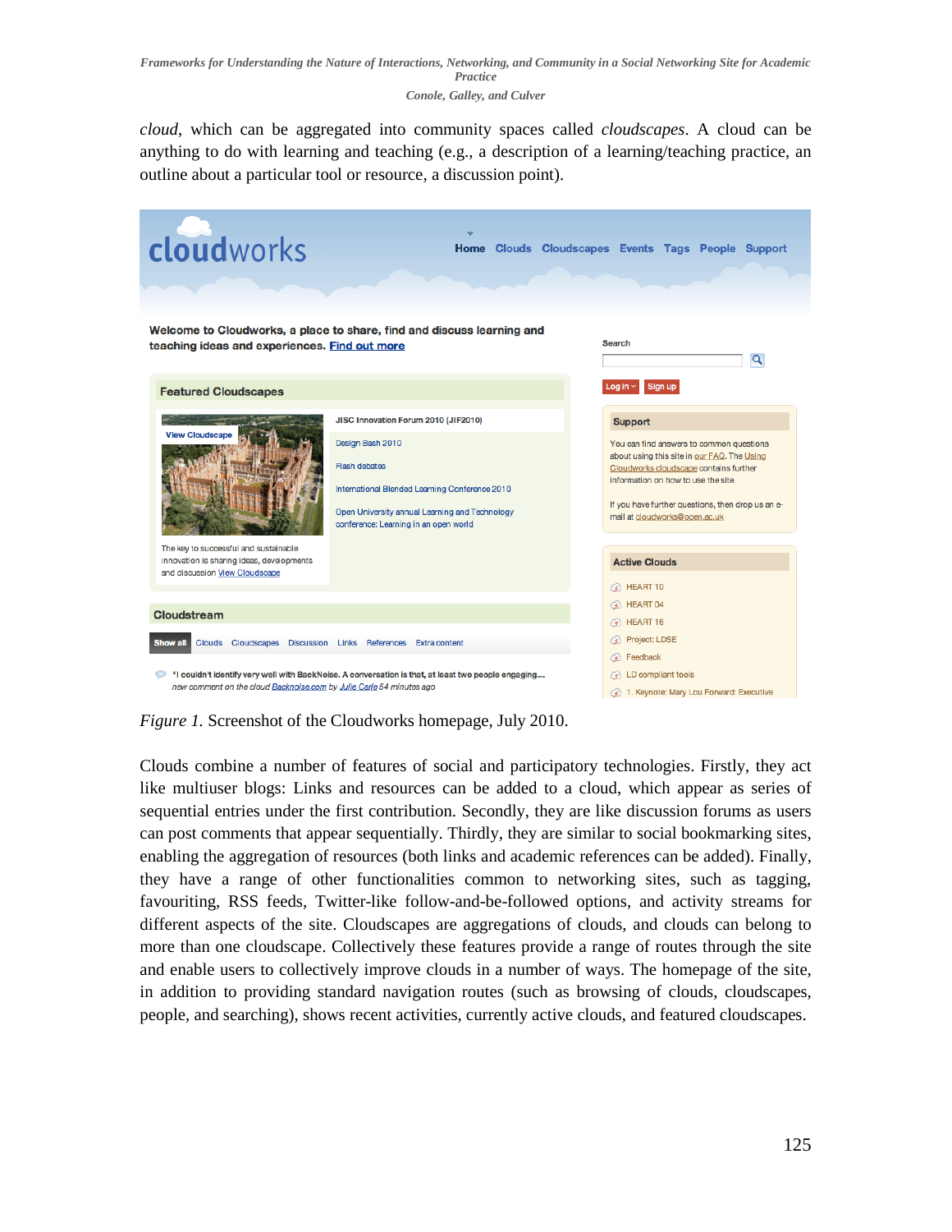*cloud*, which can be aggregated into community spaces called *cloudscapes*. A cloud can be anything to do with learning and teaching (e.g., a description of a learning/teaching practice, an outline about a particular tool or resource, a discussion point).

*Figure 1.* Screenshot of the Cloudworks homepage, July 2010.

Clouds combine a number of features of social and participatory technologies. Firstly, they act like multiuser blogs: Links and resources can be added to a cloud, which appear as series of sequential entries under the first contribution. Secondly, they are like discussion forums as users can post comments that appear sequentially. Thirdly, they are similar to social bookmarking sites, enabling the aggregation of resources (both links and academic references can be added). Finally, they have a range of other functionalities common to networking sites, such as tagging, favouriting, RSS feeds, Twitter-like follow-and-be-followed options, and activity streams for different aspects of the site. Cloudscapes are aggregations of clouds, and clouds can belong to more than one cloudscape. Collectively these features provide a range of routes through the site and enable users to collectively improve clouds in a number of ways. The homepage of the site, in addition to providing standard navigation routes (such as browsing of clouds, cloudscapes, people, and searching), shows recent activities, currently active clouds, and featured cloudscapes.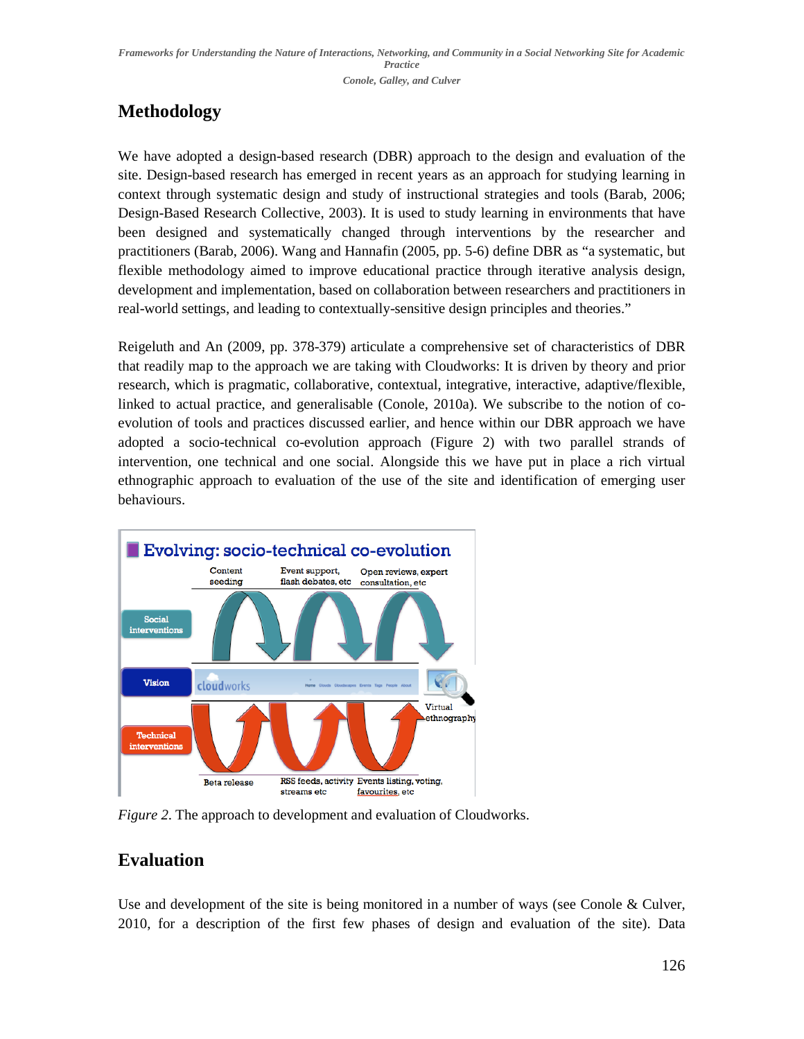## Methodology

We have adopted a design-based research (DBR) approach to the design and evaluation of the site. Design-based research has emerged in recent years as an approach for studying learning in context through systematic design and study of instructional strategies and tools (Barab, 2006; Design-Based Research Collective, 2003). It is used to study learning in environments that have been designed and systematically changed through interventions by the researcher and practitioners (Barab, 2006). Wang and Hannafin (2005, pp. 5-6) define DBR as "a systematic, but flexible methodology aimed to improve educational practice through iterative analysis design, development and implementation, based on collaboration between researchers and practitioners in real-world settings, and leading to contextually-sensitive design principles and theories."

Reigeluth and An (2009, pp. 378-379) articulate a comprehensive set of characteristics of DBR that readily map to the approach we are taking with Cloudworks: It is driven by theory and prior research, which is pragmatic, collaborative, contextual, integrative, interactive, adaptive/flexible, linked to actual practice, and generalisable (Conole, 2010a). We subscribe to the notion of co-evolution of tools and practices discussed earlier, and hence within our DBR approach we have adopted a socio-technical co-evolution approach (Figure 2) with two parallel strands of intervention, one technical and one social. Alongside this we have put in place a rich virtual ethnographic approach to evaluation of the use of the site and identification of emerging user behaviours.

*Figure 2*. The approach to development and evaluation of Cloudworks.

## Evaluation

Use and development of the site is being monitored in a number of ways (see Conole & Culver, 2010, for a description of the first few phases of design and evaluation of the site). Data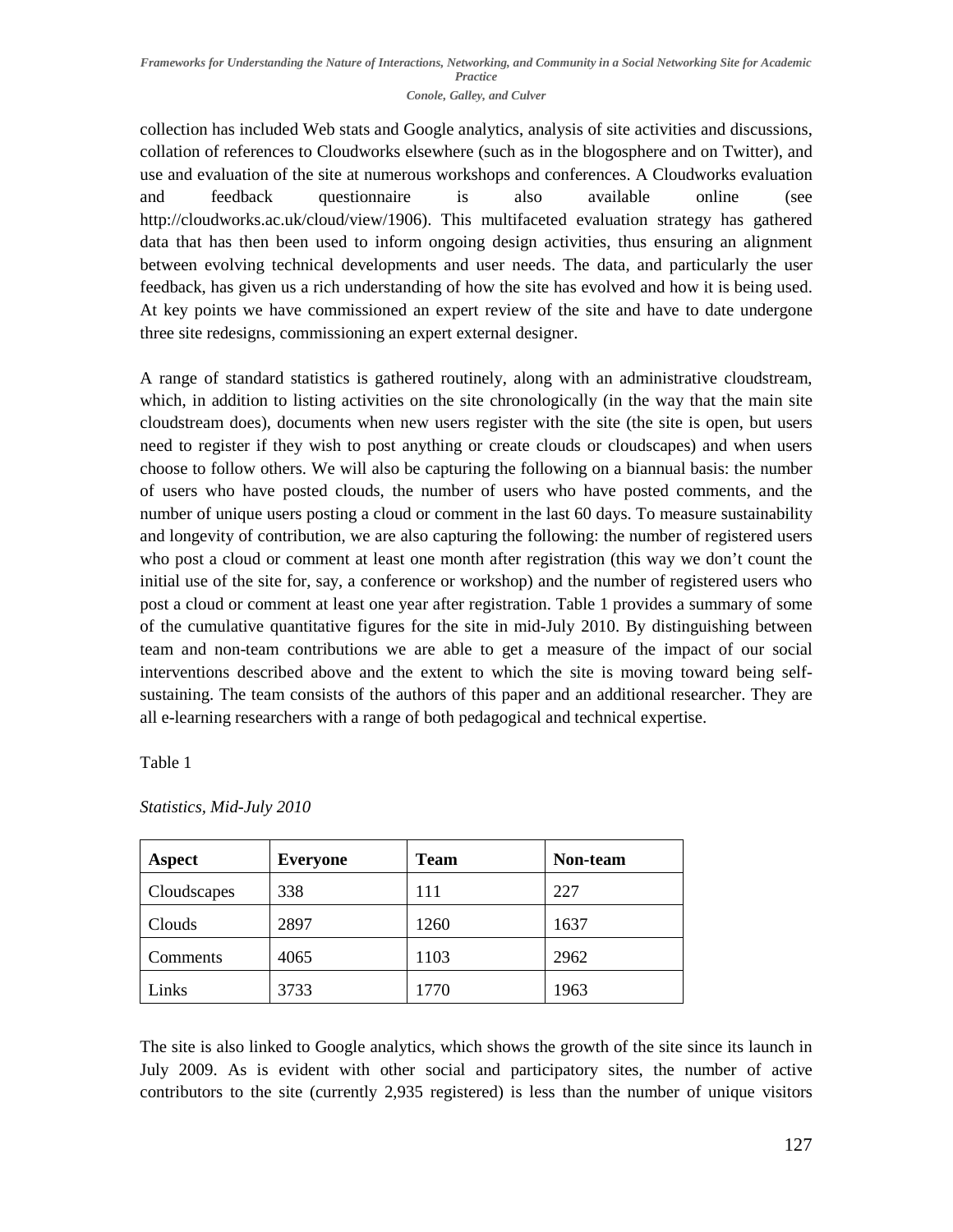collection has included Web stats and Google analytics, analysis of site activities and discussions, collation of references to Cloudworks elsewhere (such as in the blogosphere and on Twitter), and use and evaluation of the site at numerous workshops and conferences. A Cloudworks evaluation and feedback questionnaire is also available online (see http://cloudworks.ac.uk/cloud/view/1906). This multifaceted evaluation strategy has gathered data that has then been used to inform ongoing design activities, thus ensuring an alignment between evolving technical developments and user needs. The data, and particularly the user feedback, has given us a rich understanding of how the site has evolved and how it is being used. At key points we have commissioned an expert review of the site and have to date undergone three site redesigns, commissioning an expert external designer.

A range of standard statistics is gathered routinely, along with an administrative cloudstream, which, in addition to listing activities on the site chronologically (in the way that the main site cloudstream does), documents when new users register with the site (the site is open, but users need to register if they wish to post anything or create clouds or cloudscapes) and when users choose to follow others. We will also be capturing the following on a biannual basis: the number of users who have posted clouds, the number of users who have posted comments, and the number of unique users posting a cloud or comment in the last 60 days. To measure sustainability and longevity of contribution, we are also capturing the following: the number of registered users who post a cloud or comment at least one month after registration (this way we don't count the initial use of the site for, say, a conference or workshop) and the number of registered users who post a cloud or comment at least one year after registration. Table 1 provides a summary of some of the cumulative quantitative figures for the site in mid-July 2010. By distinguishing between team and non-team contributions we are able to get a measure of the impact of our social interventions described above and the extent to which the site is moving toward being self-sustaining. The team consists of the authors of this paper and an additional researcher. They are all e-learning researchers with a range of both pedagogical and technical expertise.

Table 1

*Statistics, Mid-July 2010*

| Aspect | Everyone | Team | Non-team |
|---|---|---|---|
| Cloudscapes | 338 | 111 | 227 |
| Clouds | 2897 | 1260 | 1637 |
| Comments | 4065 | 1103 | 2962 |
| Links | 3733 | 1770 | 1963 |

The site is also linked to Google analytics, which shows the growth of the site since its launch in July 2009. As is evident with other social and participatory sites, the number of active contributors to the site (currently 2,935 registered) is less than the number of unique visitors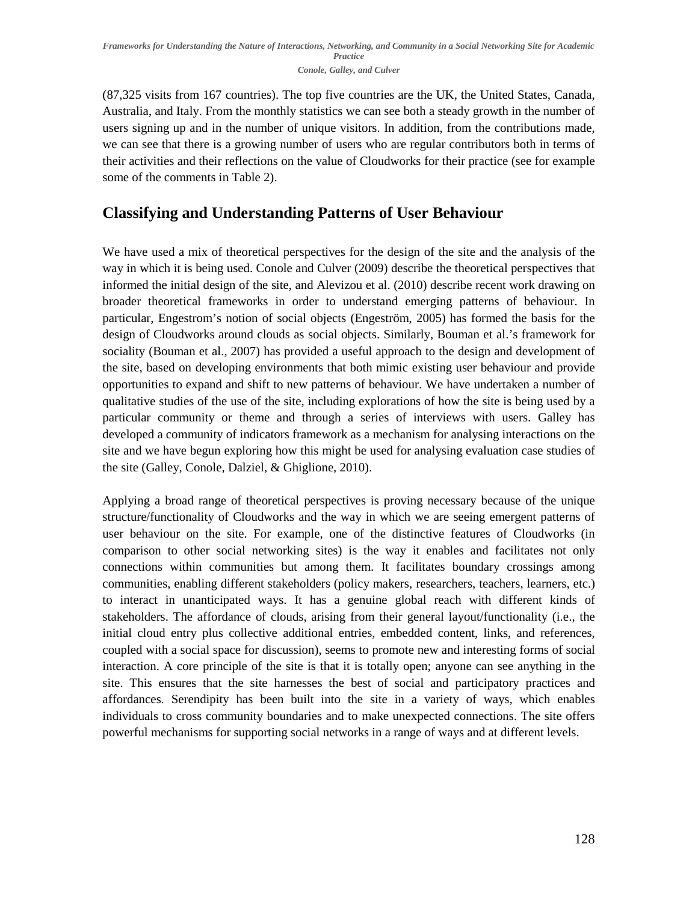(87,325 visits from 167 countries). The top five countries are the UK, the United States, Canada, Australia, and Italy. From the monthly statistics we can see both a steady growth in the number of users signing up and in the number of unique visitors. In addition, from the contributions made, we can see that there is a growing number of users who are regular contributors both in terms of their activities and their reflections on the value of Cloudworks for their practice (see for example some of the comments in Table 2).

## Classifying and Understanding Patterns of User Behaviour

We have used a mix of theoretical perspectives for the design of the site and the analysis of the way in which it is being used. Conole and Culver (2009) describe the theoretical perspectives that informed the initial design of the site, and Alevizou et al. (2010) describe recent work drawing on broader theoretical frameworks in order to understand emerging patterns of behaviour. In particular, Engestrom's notion of social objects (Engeström, 2005) has formed the basis for the design of Cloudworks around clouds as social objects. Similarly, Bouman et al.'s framework for sociality (Bouman et al., 2007) has provided a useful approach to the design and development of the site, based on developing environments that both mimic existing user behaviour and provide opportunities to expand and shift to new patterns of behaviour. We have undertaken a number of qualitative studies of the use of the site, including explorations of how the site is being used by a particular community or theme and through a series of interviews with users. Galley has developed a community of indicators framework as a mechanism for analysing interactions on the site and we have begun exploring how this might be used for analysing evaluation case studies of the site (Galley, Conole, Dalziel, & Ghiglione, 2010).

Applying a broad range of theoretical perspectives is proving necessary because of the unique structure/functionality of Cloudworks and the way in which we are seeing emergent patterns of user behaviour on the site. For example, one of the distinctive features of Cloudworks (in comparison to other social networking sites) is the way it enables and facilitates not only connections within communities but among them. It facilitates boundary crossings among communities, enabling different stakeholders (policy makers, researchers, teachers, learners, etc.) to interact in unanticipated ways. It has a genuine global reach with different kinds of stakeholders. The affordance of clouds, arising from their general layout/functionality (i.e., the initial cloud entry plus collective additional entries, embedded content, links, and references, coupled with a social space for discussion), seems to promote new and interesting forms of social interaction. A core principle of the site is that it is totally open; anyone can see anything in the site. This ensures that the site harnesses the best of social and participatory practices and affordances. Serendipity has been built into the site in a variety of ways, which enables individuals to cross community boundaries and to make unexpected connections. The site offers powerful mechanisms for supporting social networks in a range of ways and at different levels.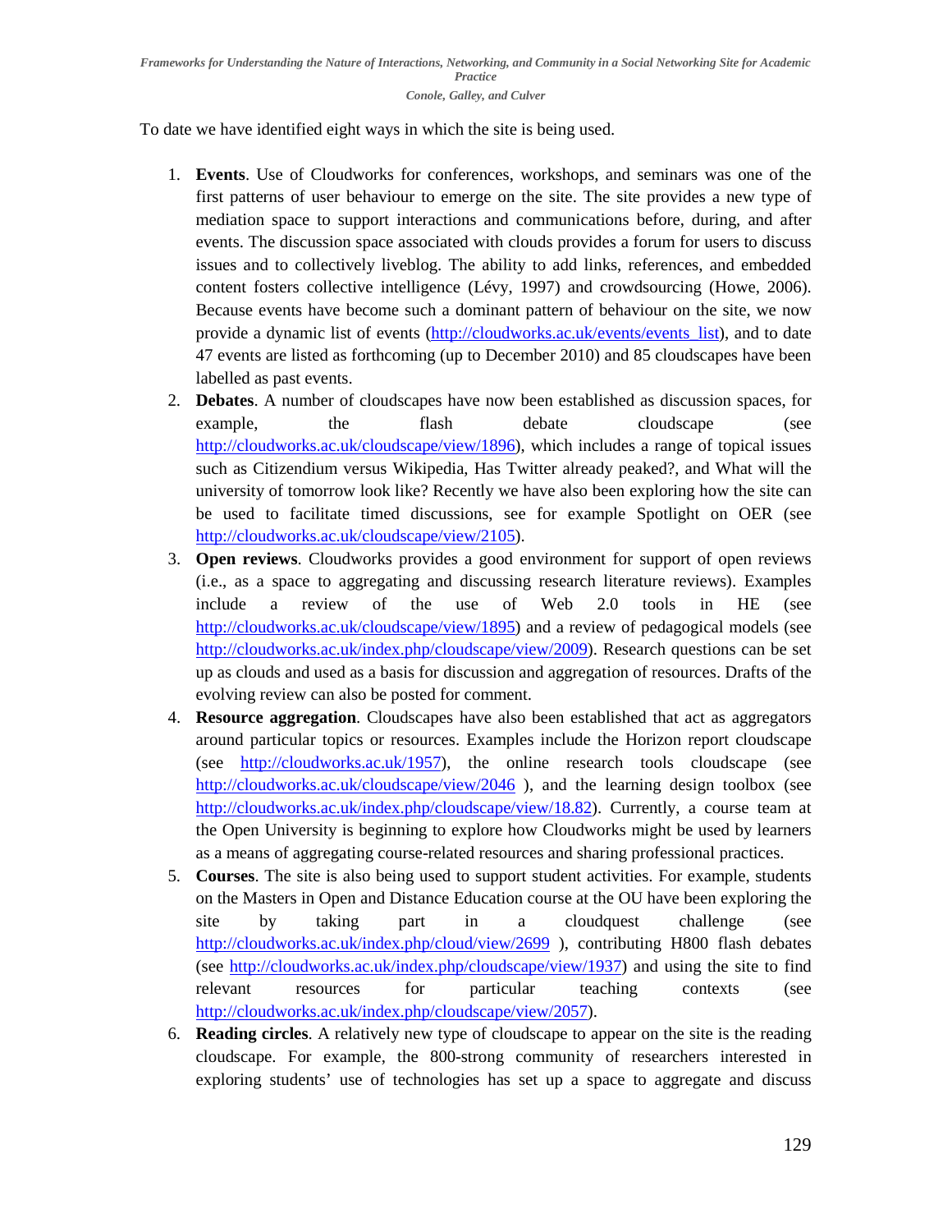To date we have identified eight ways in which the site is being used.

1. **Events**. Use of Cloudworks for conferences, workshops, and seminars was one of the first patterns of user behaviour to emerge on the site. The site provides a new type of mediation space to support interactions and communications before, during, and after events. The discussion space associated with clouds provides a forum for users to discuss issues and to collectively liveblog. The ability to add links, references, and embedded content fosters collective intelligence (Lévy, 1997) and crowdsourcing (Howe, 2006). Because events have become such a dominant pattern of behaviour on the site, we now provide a dynamic list of events (http://cloudworks.ac.uk/events/events_list), and to date 47 events are listed as forthcoming (up to December 2010) and 85 cloudscapes have been labelled as past events.
2. **Debates**. A number of cloudscapes have now been established as discussion spaces, for example, the flash debate cloudscape (see http://cloudworks.ac.uk/cloudscape/view/1896), which includes a range of topical issues such as Citizendium versus Wikipedia, Has Twitter already peaked?, and What will the university of tomorrow look like? Recently we have also been exploring how the site can be used to facilitate timed discussions, see for example Spotlight on OER (see http://cloudworks.ac.uk/cloudscape/view/2105).
3. **Open reviews**. Cloudworks provides a good environment for support of open reviews (i.e., as a space to aggregating and discussing research literature reviews). Examples include a review of the use of Web 2.0 tools in HE (see http://cloudworks.ac.uk/cloudscape/view/1895) and a review of pedagogical models (see http://cloudworks.ac.uk/index.php/cloudscape/view/2009). Research questions can be set up as clouds and used as a basis for discussion and aggregation of resources. Drafts of the evolving review can also be posted for comment.
4. **Resource aggregation**. Cloudscapes have also been established that act as aggregators around particular topics or resources. Examples include the Horizon report cloudscape (see http://cloudworks.ac.uk/1957), the online research tools cloudscape (see http://cloudworks.ac.uk/cloudscape/view/2046 ), and the learning design toolbox (see http://cloudworks.ac.uk/index.php/cloudscape/view/18.82). Currently, a course team at the Open University is beginning to explore how Cloudworks might be used by learners as a means of aggregating course-related resources and sharing professional practices.
5. **Courses**. The site is also being used to support student activities. For example, students on the Masters in Open and Distance Education course at the OU have been exploring the site by taking part in a cloudquest challenge (see http://cloudworks.ac.uk/index.php/cloud/view/2699 ), contributing H800 flash debates (see http://cloudworks.ac.uk/index.php/cloudscape/view/1937) and using the site to find relevant resources for particular teaching contexts (see http://cloudworks.ac.uk/index.php/cloudscape/view/2057).
6. **Reading circles**. A relatively new type of cloudscape to appear on the site is the reading cloudscape. For example, the 800-strong community of researchers interested in exploring students' use of technologies has set up a space to aggregate and discuss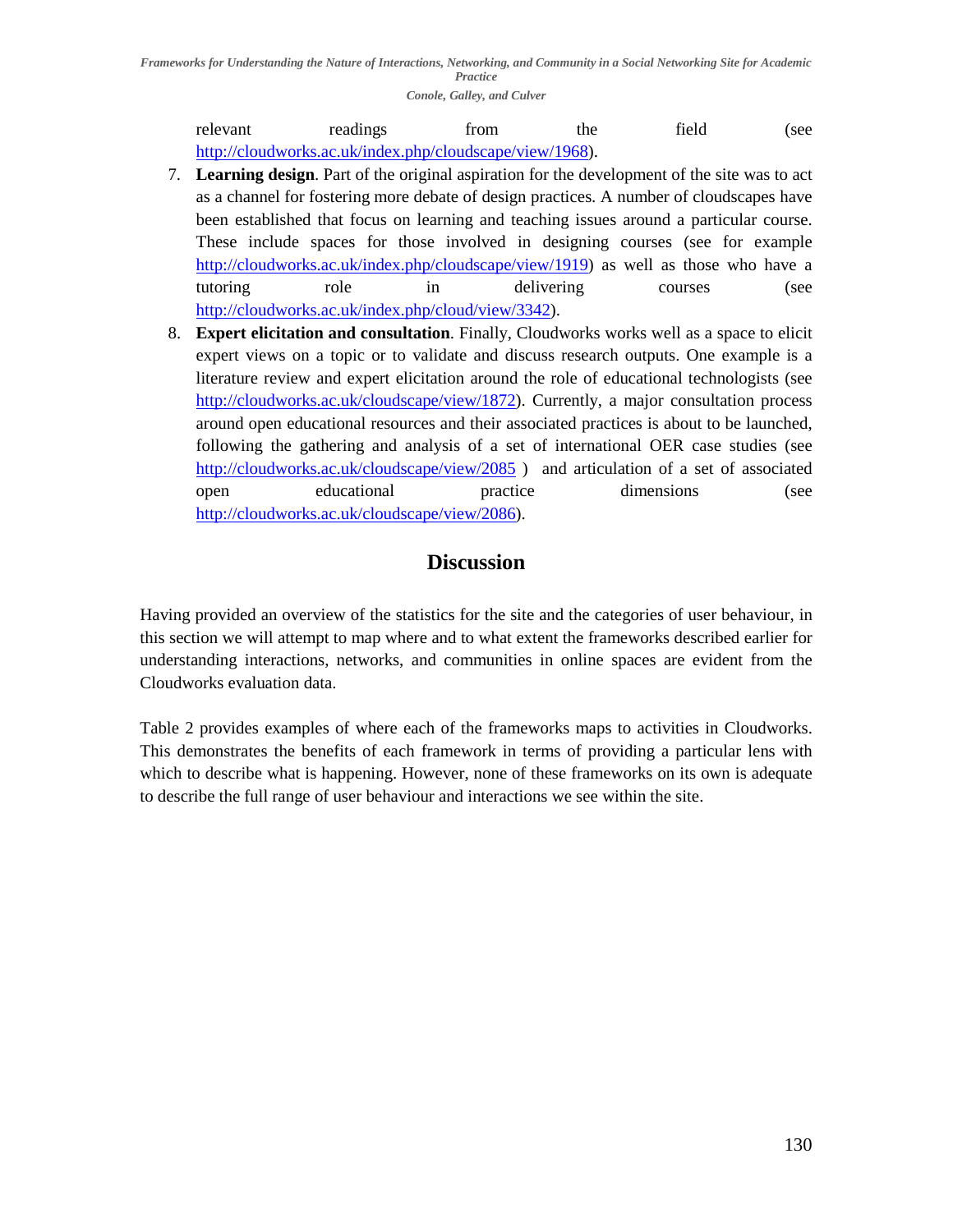relevant readings from the field (see http://cloudworks.ac.uk/index.php/cloudscape/view/1968).

7. **Learning design**. Part of the original aspiration for the development of the site was to act as a channel for fostering more debate of design practices. A number of cloudscapes have been established that focus on learning and teaching issues around a particular course. These include spaces for those involved in designing courses (see for example http://cloudworks.ac.uk/index.php/cloudscape/view/1919) as well as those who have a tutoring role in delivering courses (see http://cloudworks.ac.uk/index.php/cloud/view/3342).
8. **Expert elicitation and consultation**. Finally, Cloudworks works well as a space to elicit expert views on a topic or to validate and discuss research outputs. One example is a literature review and expert elicitation around the role of educational technologists (see http://cloudworks.ac.uk/cloudscape/view/1872). Currently, a major consultation process around open educational resources and their associated practices is about to be launched, following the gathering and analysis of a set of international OER case studies (see http://cloudworks.ac.uk/cloudscape/view/2085 ) and articulation of a set of associated open educational practice dimensions (see http://cloudworks.ac.uk/cloudscape/view/2086).

## Discussion

Having provided an overview of the statistics for the site and the categories of user behaviour, in this section we will attempt to map where and to what extent the frameworks described earlier for understanding interactions, networks, and communities in online spaces are evident from the Cloudworks evaluation data.

Table 2 provides examples of where each of the frameworks maps to activities in Cloudworks. This demonstrates the benefits of each framework in terms of providing a particular lens with which to describe what is happening. However, none of these frameworks on its own is adequate to describe the full range of user behaviour and interactions we see within the site.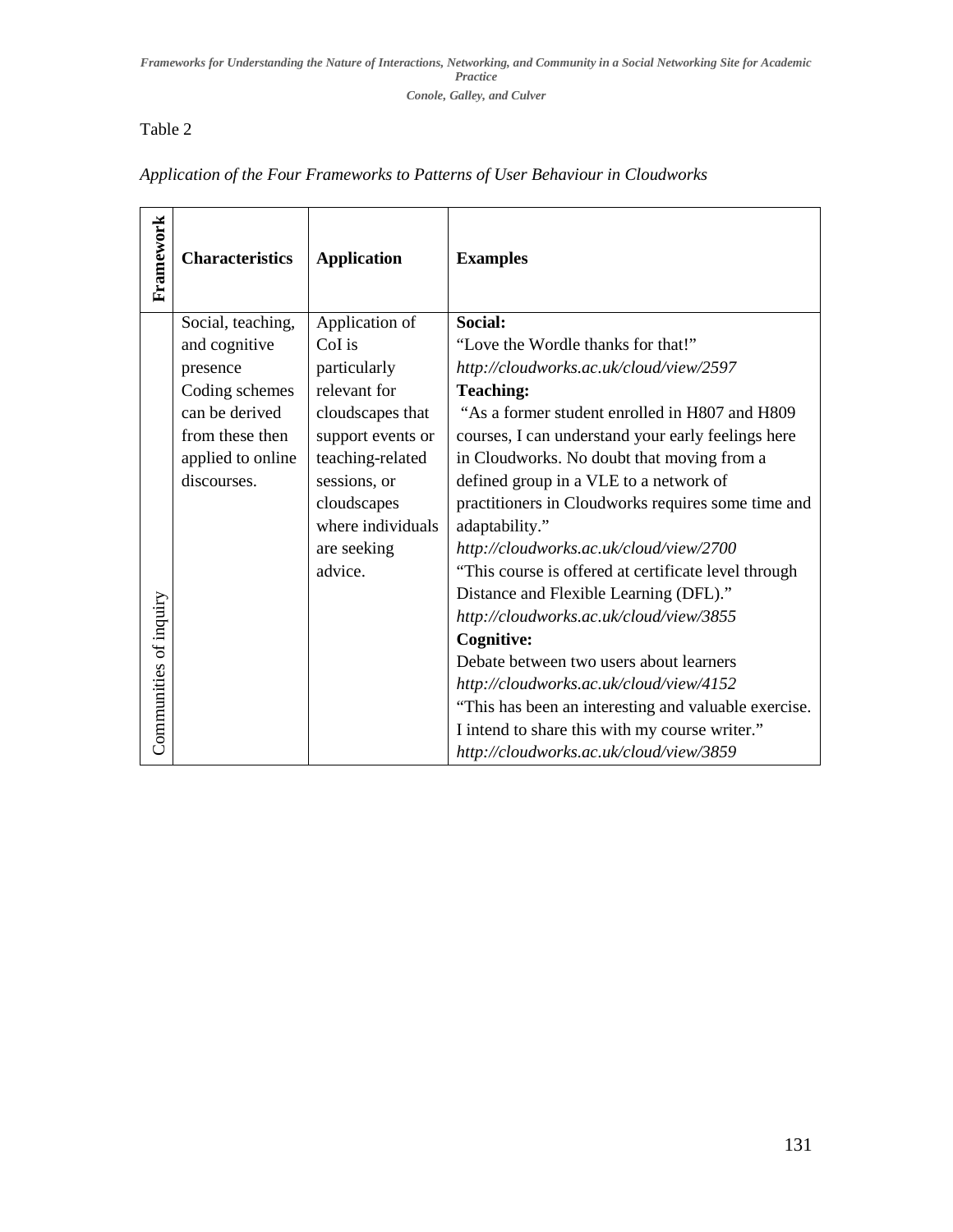Table 2

*Application of the Four Frameworks to Patterns of User Behaviour in Cloudworks*

| Framework | Characteristics | Application | Examples |
|---|---|---|---|
| Communities of inquiry | Social, teaching, and cognitive presence<br>Coding schemes can be derived from these then applied to online discourses. | Application of CoI is particularly relevant for cloudscapes that support events or teaching-related sessions, or cloudscapes where individuals are seeking advice. | **Social:**<br>"Love the Wordle thanks for that!"<br>*http://cloudworks.ac.uk/cloud/view/2597*<br>**Teaching:**<br>"As a former student enrolled in H807 and H809 courses, I can understand your early feelings here in Cloudworks. No doubt that moving from a defined group in a VLE to a network of practitioners in Cloudworks requires some time and adaptability."<br>*http://cloudworks.ac.uk/cloud/view/2700*<br>"This course is offered at certificate level through Distance and Flexible Learning (DFL)."<br>*http://cloudworks.ac.uk/cloud/view/3855*<br>**Cognitive:**<br>Debate between two users about learners<br>*http://cloudworks.ac.uk/cloud/view/4152*<br>"This has been an interesting and valuable exercise. I intend to share this with my course writer."<br>*http://cloudworks.ac.uk/cloud/view/3859* |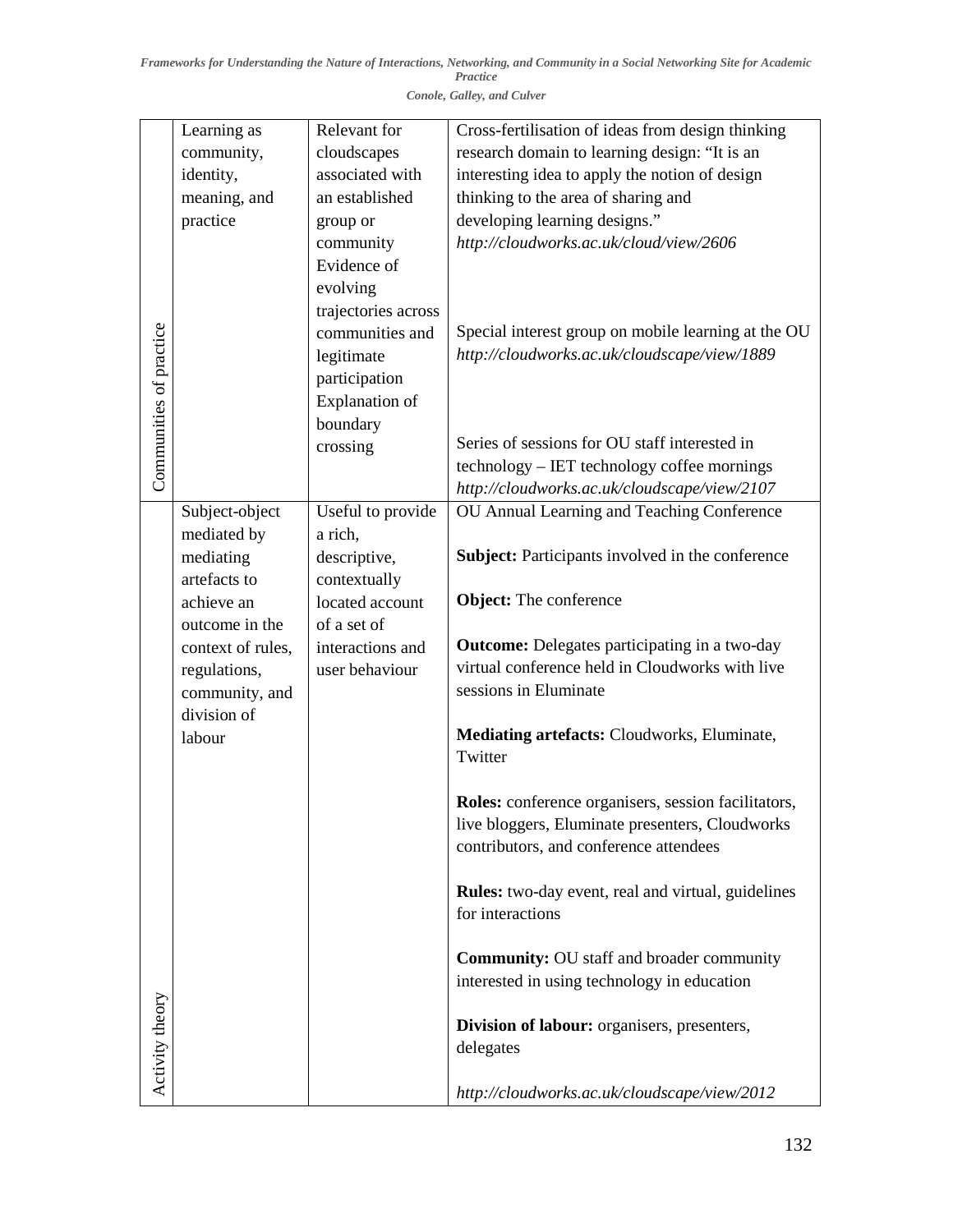| Communities of practice | Learning as community, identity, meaning, and practice | Relevant for cloudscapes associated with an established group or community<br>Evidence of evolving trajectories across communities and legitimate participation<br>Explanation of boundary crossing | Cross-fertilisation of ideas from design thinking research domain to learning design: "It is an interesting idea to apply the notion of design thinking to the area of sharing and developing learning designs."<br>*http://cloudworks.ac.uk/cloud/view/2606*<br><br>Special interest group on mobile learning at the OU<br>*http://cloudworks.ac.uk/cloudscape/view/1889*<br><br>Series of sessions for OU staff interested in technology – IET technology coffee mornings<br>*http://cloudworks.ac.uk/cloudscape/view/2107* |
|---|---|---|---|
| Activity theory | Subject-object mediated by mediating artefacts to achieve an outcome in the context of rules, regulations, community, and division of labour | Useful to provide a rich, descriptive, contextually located account of a set of interactions and user behaviour | OU Annual Learning and Teaching Conference<br><br>**Subject:** Participants involved in the conference<br><br>**Object:** The conference<br><br>**Outcome:** Delegates participating in a two-day virtual conference held in Cloudworks with live sessions in Eluminate<br><br>**Mediating artefacts:** Cloudworks, Eluminate, Twitter<br><br>**Roles:** conference organisers, session facilitators, live bloggers, Eluminate presenters, Cloudworks contributors, and conference attendees<br><br>**Rules:** two-day event, real and virtual, guidelines for interactions<br><br>**Community:** OU staff and broader community interested in using technology in education<br><br>**Division of labour:** organisers, presenters, delegates<br><br>*http://cloudworks.ac.uk/cloudscape/view/2012* |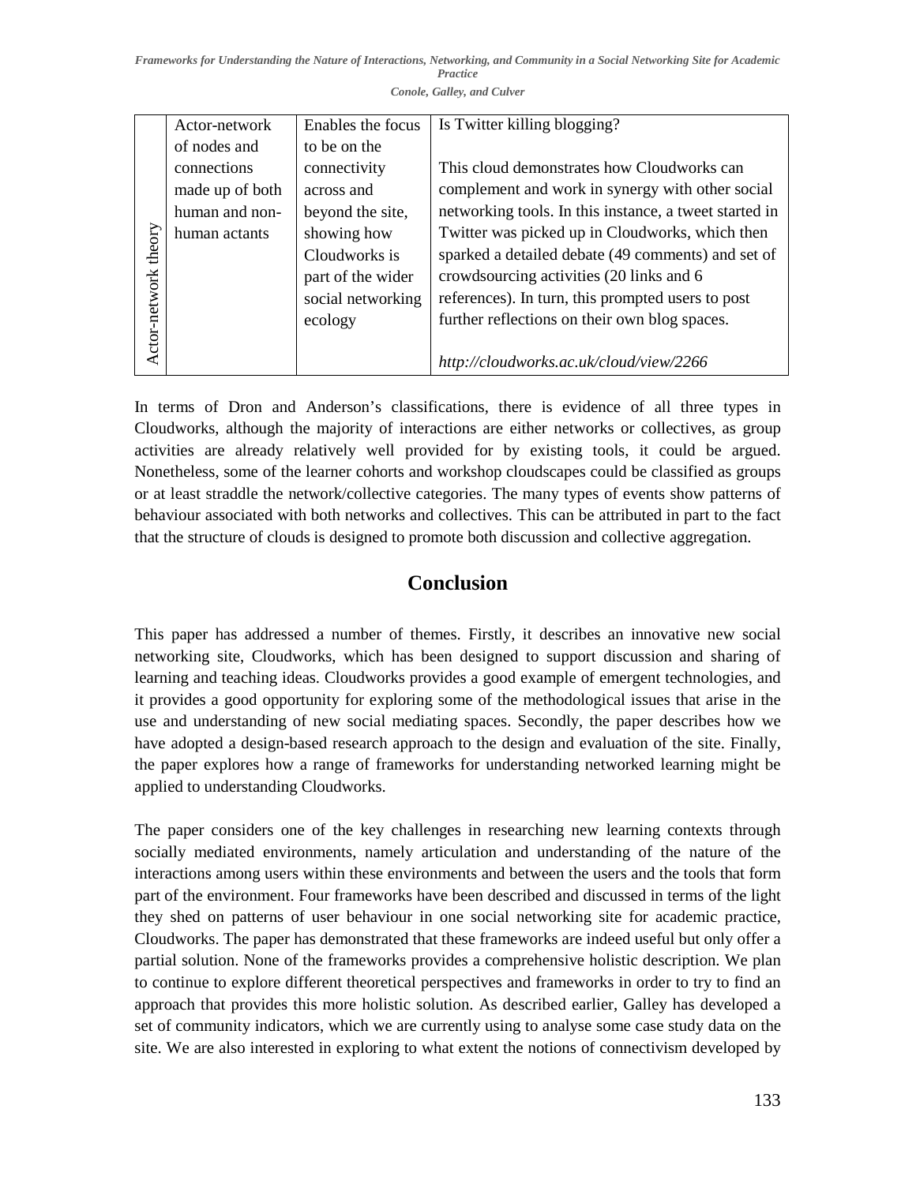| Actor-network theory | Actor-network of nodes and connections made up of both human and non-human actants | Enables the focus to be on the connectivity across and beyond the site, showing how Cloudworks is part of the wider social networking ecology | Is Twitter killing blogging?<br><br>This cloud demonstrates how Cloudworks can complement and work in synergy with other social networking tools. In this instance, a tweet started in Twitter was picked up in Cloudworks, which then sparked a detailed debate (49 comments) and set of crowdsourcing activities (20 links and 6 references). In turn, this prompted users to post further reflections on their own blog spaces.<br><br>*http://cloudworks.ac.uk/cloud/view/2266* |
|---|---|---|---|

In terms of Dron and Anderson's classifications, there is evidence of all three types in Cloudworks, although the majority of interactions are either networks or collectives, as group activities are already relatively well provided for by existing tools, it could be argued. Nonetheless, some of the learner cohorts and workshop cloudscapes could be classified as groups or at least straddle the network/collective categories. The many types of events show patterns of behaviour associated with both networks and collectives. This can be attributed in part to the fact that the structure of clouds is designed to promote both discussion and collective aggregation.

## Conclusion

This paper has addressed a number of themes. Firstly, it describes an innovative new social networking site, Cloudworks, which has been designed to support discussion and sharing of learning and teaching ideas. Cloudworks provides a good example of emergent technologies, and it provides a good opportunity for exploring some of the methodological issues that arise in the use and understanding of new social mediating spaces. Secondly, the paper describes how we have adopted a design-based research approach to the design and evaluation of the site. Finally, the paper explores how a range of frameworks for understanding networked learning might be applied to understanding Cloudworks.

The paper considers one of the key challenges in researching new learning contexts through socially mediated environments, namely articulation and understanding of the nature of the interactions among users within these environments and between the users and the tools that form part of the environment. Four frameworks have been described and discussed in terms of the light they shed on patterns of user behaviour in one social networking site for academic practice, Cloudworks. The paper has demonstrated that these frameworks are indeed useful but only offer a partial solution. None of the frameworks provides a comprehensive holistic description. We plan to continue to explore different theoretical perspectives and frameworks in order to try to find an approach that provides this more holistic solution. As described earlier, Galley has developed a set of community indicators, which we are currently using to analyse some case study data on the site. We are also interested in exploring to what extent the notions of connectivism developed by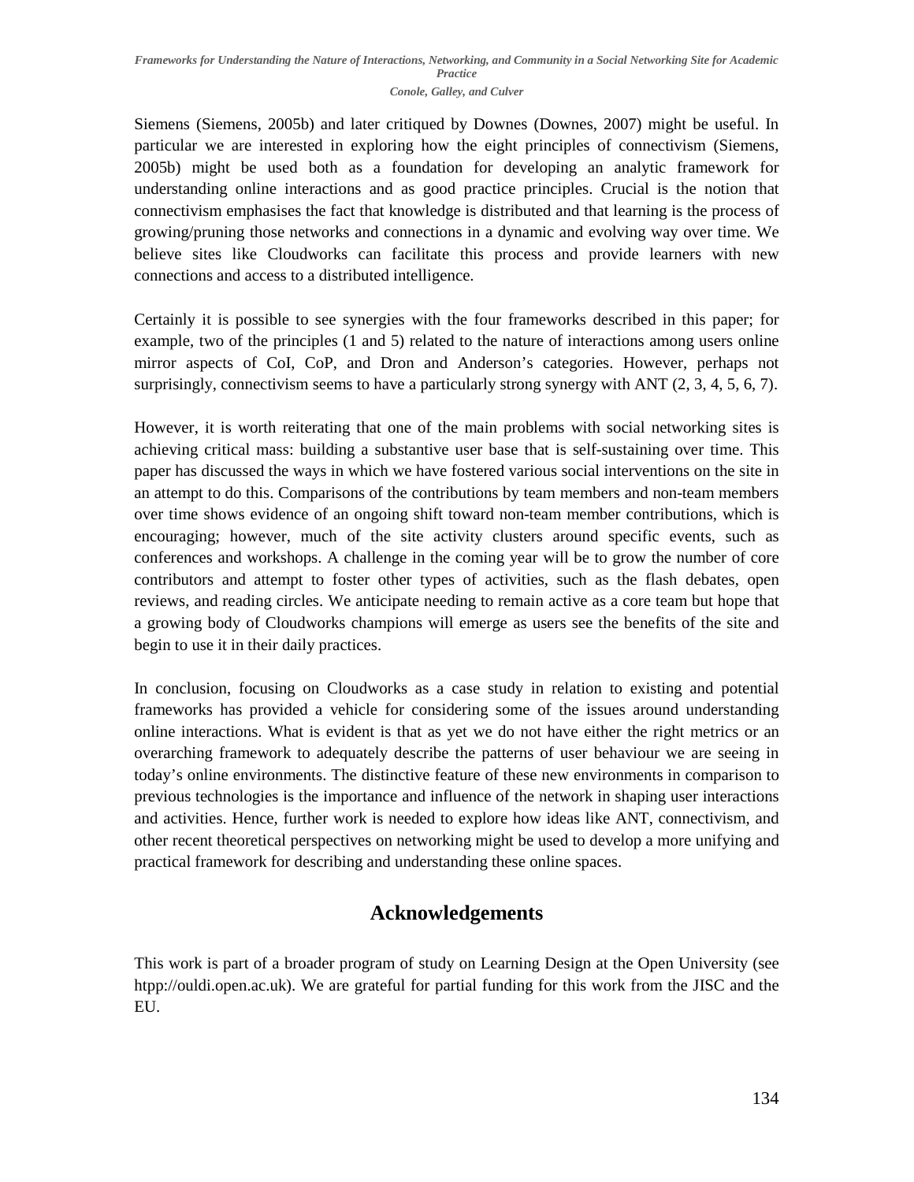Siemens (Siemens, 2005b) and later critiqued by Downes (Downes, 2007) might be useful. In particular we are interested in exploring how the eight principles of connectivism (Siemens, 2005b) might be used both as a foundation for developing an analytic framework for understanding online interactions and as good practice principles. Crucial is the notion that connectivism emphasises the fact that knowledge is distributed and that learning is the process of growing/pruning those networks and connections in a dynamic and evolving way over time. We believe sites like Cloudworks can facilitate this process and provide learners with new connections and access to a distributed intelligence.

Certainly it is possible to see synergies with the four frameworks described in this paper; for example, two of the principles (1 and 5) related to the nature of interactions among users online mirror aspects of CoI, CoP, and Dron and Anderson's categories. However, perhaps not surprisingly, connectivism seems to have a particularly strong synergy with ANT (2, 3, 4, 5, 6, 7).

However, it is worth reiterating that one of the main problems with social networking sites is achieving critical mass: building a substantive user base that is self-sustaining over time. This paper has discussed the ways in which we have fostered various social interventions on the site in an attempt to do this. Comparisons of the contributions by team members and non-team members over time shows evidence of an ongoing shift toward non-team member contributions, which is encouraging; however, much of the site activity clusters around specific events, such as conferences and workshops. A challenge in the coming year will be to grow the number of core contributors and attempt to foster other types of activities, such as the flash debates, open reviews, and reading circles. We anticipate needing to remain active as a core team but hope that a growing body of Cloudworks champions will emerge as users see the benefits of the site and begin to use it in their daily practices.

In conclusion, focusing on Cloudworks as a case study in relation to existing and potential frameworks has provided a vehicle for considering some of the issues around understanding online interactions. What is evident is that as yet we do not have either the right metrics or an overarching framework to adequately describe the patterns of user behaviour we are seeing in today's online environments. The distinctive feature of these new environments in comparison to previous technologies is the importance and influence of the network in shaping user interactions and activities. Hence, further work is needed to explore how ideas like ANT, connectivism, and other recent theoretical perspectives on networking might be used to develop a more unifying and practical framework for describing and understanding these online spaces.

## Acknowledgements

This work is part of a broader program of study on Learning Design at the Open University (see htpp://ouldi.open.ac.uk). We are grateful for partial funding for this work from the JISC and the EU.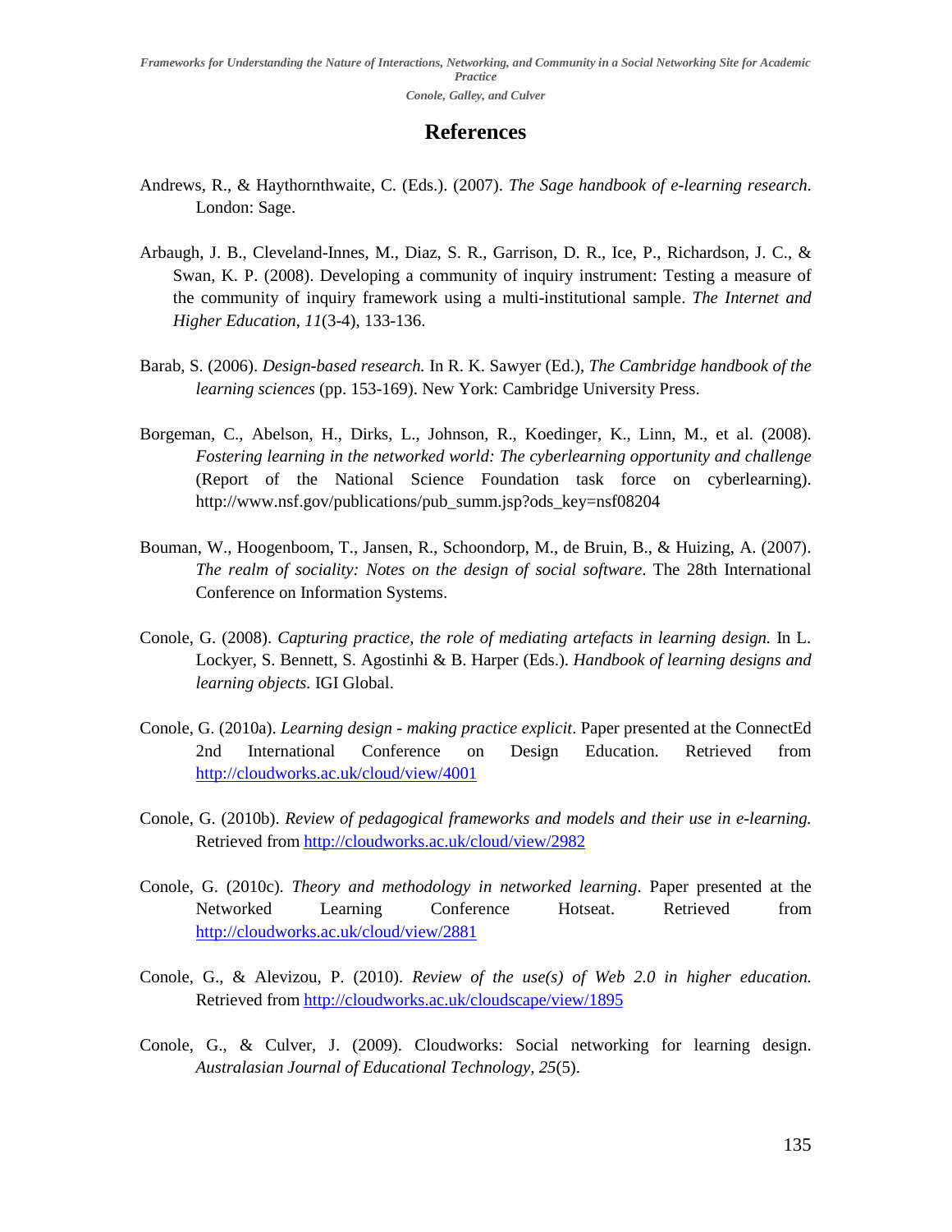# References

Andrews, R., & Haythornthwaite, C. (Eds.). (2007). *The Sage handbook of e-learning research*. London: Sage.

Arbaugh, J. B., Cleveland-Innes, M., Diaz, S. R., Garrison, D. R., Ice, P., Richardson, J. C., & Swan, K. P. (2008). Developing a community of inquiry instrument: Testing a measure of the community of inquiry framework using a multi-institutional sample. *The Internet and Higher Education, 11*(3-4), 133-136.

Barab, S. (2006). *Design-based research.* In R. K. Sawyer (Ed.), *The Cambridge handbook of the learning sciences* (pp. 153-169). New York: Cambridge University Press.

Borgeman, C., Abelson, H., Dirks, L., Johnson, R., Koedinger, K., Linn, M., et al. (2008). *Fostering learning in the networked world: The cyberlearning opportunity and challenge* (Report of the National Science Foundation task force on cyberlearning). http://www.nsf.gov/publications/pub_summ.jsp?ods_key=nsf08204

Bouman, W., Hoogenboom, T., Jansen, R., Schoondorp, M., de Bruin, B., & Huizing, A. (2007). *The realm of sociality: Notes on the design of social software*. The 28th International Conference on Information Systems.

Conole, G. (2008). *Capturing practice, the role of mediating artefacts in learning design.* In L. Lockyer, S. Bennett, S. Agostinhi & B. Harper (Eds.). *Handbook of learning designs and learning objects.* IGI Global.

Conole, G. (2010a). *Learning design - making practice explicit*. Paper presented at the ConnectEd 2nd International Conference on Design Education. Retrieved from http://cloudworks.ac.uk/cloud/view/4001

Conole, G. (2010b). *Review of pedagogical frameworks and models and their use in e-learning.* Retrieved from http://cloudworks.ac.uk/cloud/view/2982

Conole, G. (2010c). *Theory and methodology in networked learning*. Paper presented at the Networked Learning Conference Hotseat. Retrieved from http://cloudworks.ac.uk/cloud/view/2881

Conole, G., & Alevizou, P. (2010). *Review of the use(s) of Web 2.0 in higher education.* Retrieved from http://cloudworks.ac.uk/cloudscape/view/1895

Conole, G., & Culver, J. (2009). Cloudworks: Social networking for learning design. *Australasian Journal of Educational Technology, 25*(5).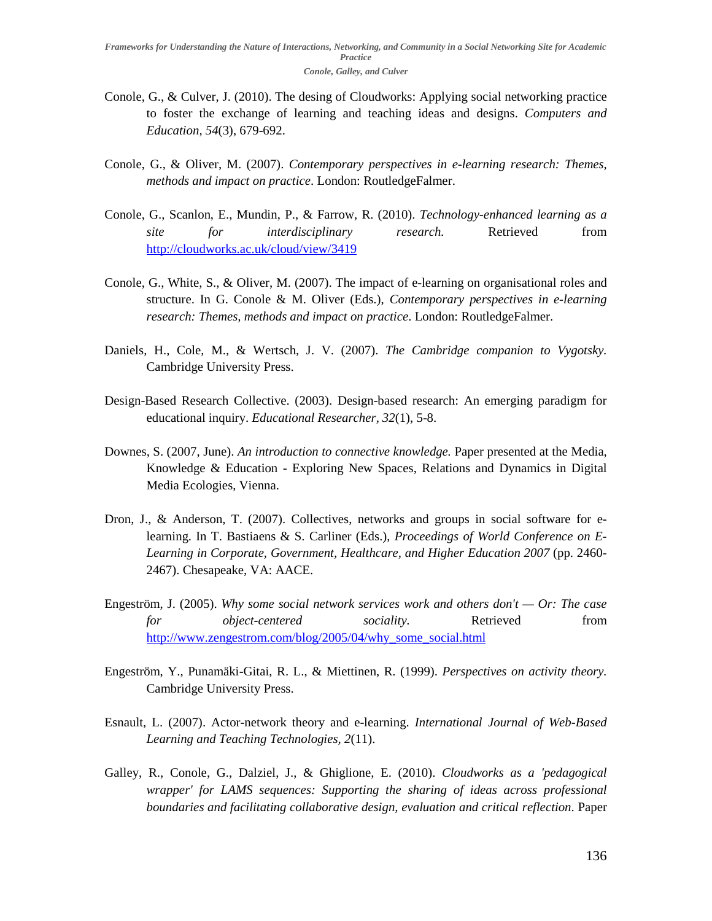Conole, G., & Culver, J. (2010). The desing of Cloudworks: Applying social networking practice to foster the exchange of learning and teaching ideas and designs. *Computers and Education, 54*(3), 679-692.

Conole, G., & Oliver, M. (2007). *Contemporary perspectives in e-learning research: Themes, methods and impact on practice*. London: RoutledgeFalmer.

Conole, G., Scanlon, E., Mundin, P., & Farrow, R. (2010). *Technology-enhanced learning as a site for interdisciplinary research.* Retrieved from http://cloudworks.ac.uk/cloud/view/3419

Conole, G., White, S., & Oliver, M. (2007). The impact of e-learning on organisational roles and structure. In G. Conole & M. Oliver (Eds.), *Contemporary perspectives in e-learning research: Themes, methods and impact on practice*. London: RoutledgeFalmer.

Daniels, H., Cole, M., & Wertsch, J. V. (2007). *The Cambridge companion to Vygotsky.* Cambridge University Press.

Design-Based Research Collective. (2003). Design-based research: An emerging paradigm for educational inquiry. *Educational Researcher, 32*(1), 5-8.

Downes, S. (2007, June). *An introduction to connective knowledge.* Paper presented at the Media, Knowledge & Education - Exploring New Spaces, Relations and Dynamics in Digital Media Ecologies, Vienna.

Dron, J., & Anderson, T. (2007). Collectives, networks and groups in social software for e-learning. In T. Bastiaens & S. Carliner (Eds.), *Proceedings of World Conference on E-Learning in Corporate, Government, Healthcare, and Higher Education 2007* (pp. 2460-2467). Chesapeake, VA: AACE.

Engeström, J. (2005). *Why some social network services work and others don't — Or: The case for object-centered sociality.* Retrieved from http://www.zengestrom.com/blog/2005/04/why_some_social.html

Engeström, Y., Punamäki-Gitai, R. L., & Miettinen, R. (1999). *Perspectives on activity theory.* Cambridge University Press.

Esnault, L. (2007). Actor-network theory and e-learning. *International Journal of Web-Based Learning and Teaching Technologies, 2*(11).

Galley, R., Conole, G., Dalziel, J., & Ghiglione, E. (2010). *Cloudworks as a 'pedagogical wrapper' for LAMS sequences: Supporting the sharing of ideas across professional boundaries and facilitating collaborative design, evaluation and critical reflection*. Paper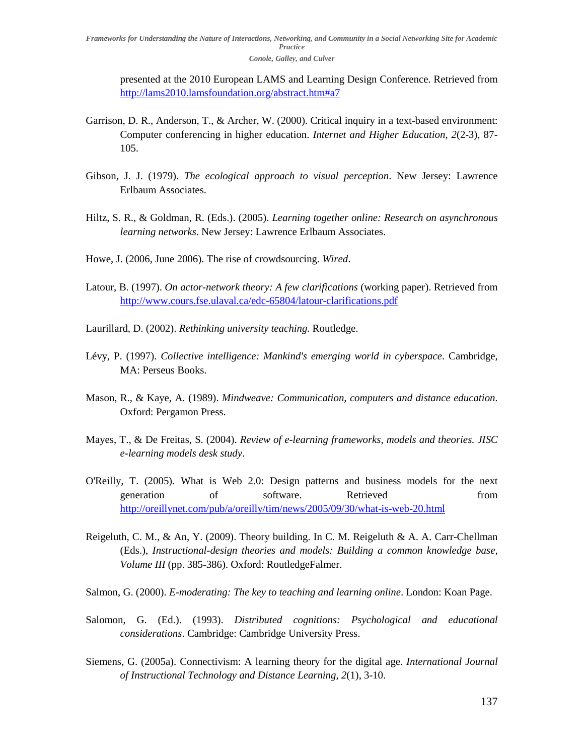presented at the 2010 European LAMS and Learning Design Conference. Retrieved from http://lams2010.lamsfoundation.org/abstract.htm#a7

Garrison, D. R., Anderson, T., & Archer, W. (2000). Critical inquiry in a text-based environment: Computer conferencing in higher education. *Internet and Higher Education, 2*(2-3), 87-105.

Gibson, J. J. (1979). *The ecological approach to visual perception*. New Jersey: Lawrence Erlbaum Associates.

Hiltz, S. R., & Goldman, R. (Eds.). (2005). *Learning together online: Research on asynchronous learning networks*. New Jersey: Lawrence Erlbaum Associates.

Howe, J. (2006, June 2006). The rise of crowdsourcing. *Wired*.

Latour, B. (1997). *On actor-network theory: A few clarifications* (working paper). Retrieved from http://www.cours.fse.ulaval.ca/edc-65804/latour-clarifications.pdf

Laurillard, D. (2002). *Rethinking university teaching.* Routledge.

Lévy, P. (1997). *Collective intelligence: Mankind's emerging world in cyberspace*. Cambridge, MA: Perseus Books.

Mason, R., & Kaye, A. (1989). *Mindweave: Communication, computers and distance education*. Oxford: Pergamon Press.

Mayes, T., & De Freitas, S. (2004). *Review of e-learning frameworks, models and theories. JISC e-learning models desk study*.

O'Reilly, T. (2005). What is Web 2.0: Design patterns and business models for the next generation of software. Retrieved from http://oreillynet.com/pub/a/oreilly/tim/news/2005/09/30/what-is-web-20.html

Reigeluth, C. M., & An, Y. (2009). Theory building. In C. M. Reigeluth & A. A. Carr-Chellman (Eds.), *Instructional-design theories and models: Building a common knowledge base, Volume III* (pp. 385-386). Oxford: RoutledgeFalmer.

Salmon, G. (2000). *E-moderating: The key to teaching and learning online*. London: Koan Page.

Salomon, G. (Ed.). (1993). *Distributed cognitions: Psychological and educational considerations*. Cambridge: Cambridge University Press.

Siemens, G. (2005a). Connectivism: A learning theory for the digital age. *International Journal of Instructional Technology and Distance Learning, 2*(1), 3-10.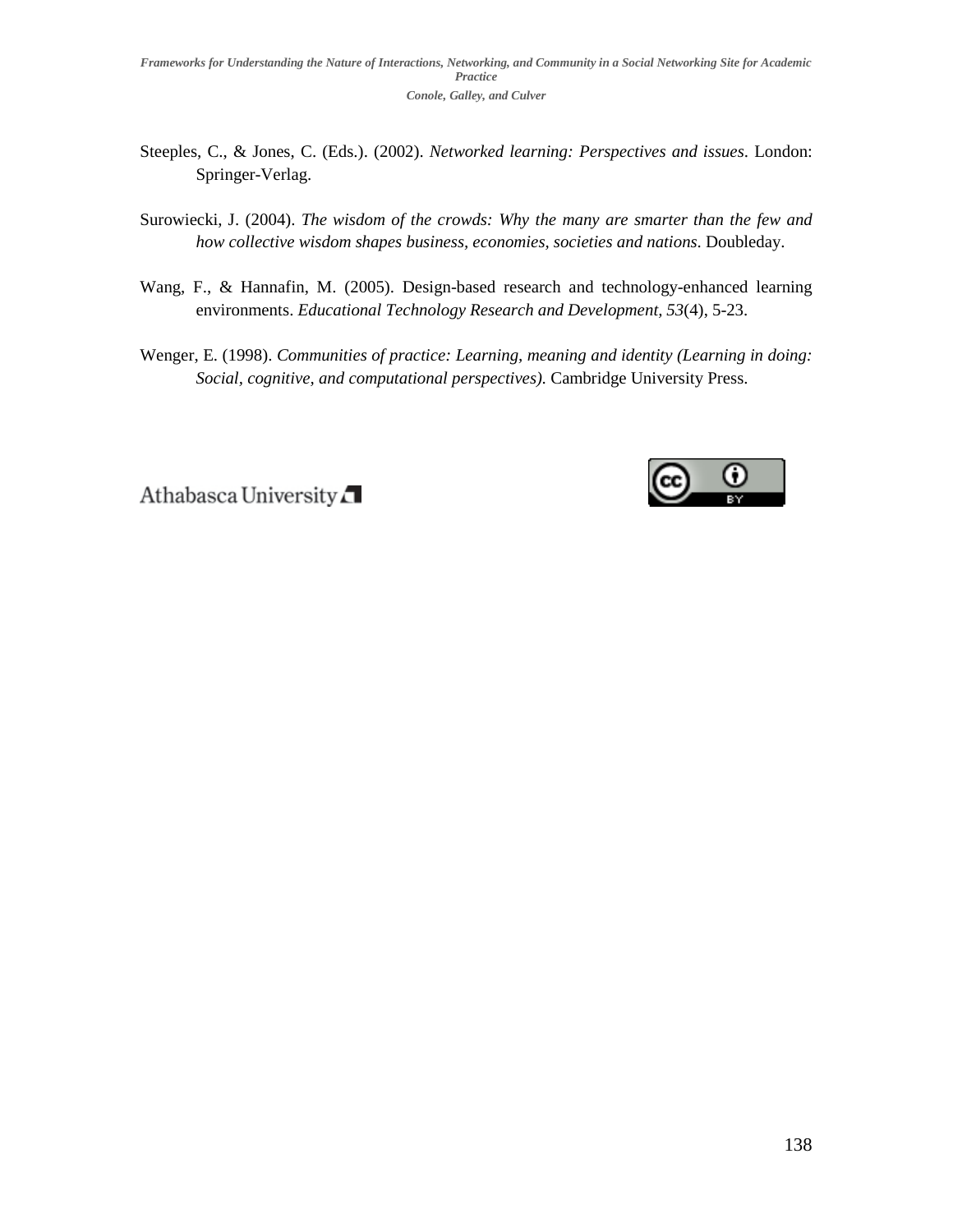Steeples, C., & Jones, C. (Eds.). (2002). *Networked learning: Perspectives and issues*. London: Springer-Verlag.

Surowiecki, J. (2004). *The wisdom of the crowds: Why the many are smarter than the few and how collective wisdom shapes business, economies, societies and nations*. Doubleday.

Wang, F., & Hannafin, M. (2005). Design-based research and technology-enhanced learning environments. *Educational Technology Research and Development, 53*(4), 5-23.

Wenger, E. (1998). *Communities of practice: Learning, meaning and identity (Learning in doing: Social, cognitive, and computational perspectives).* Cambridge University Press.

Athabasca University